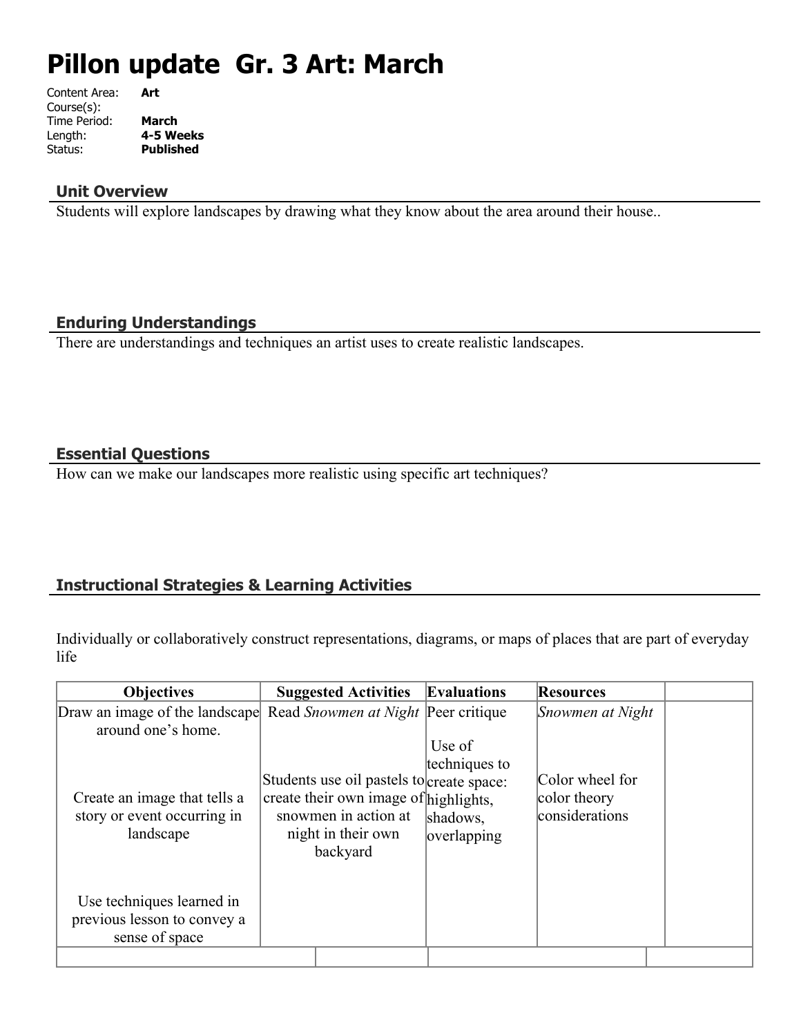# Pillon update Gr. 3 Art: March

Content Area: **Art**
Course(s):
Time Period: **March**
Length: **4-5 Weeks**
Status: **Published**

## Unit Overview

Students will explore landscapes by drawing what they know about the area around their house..

## Enduring Understandings

There are understandings and techniques an artist uses to create realistic landscapes.

## Essential Questions

How can we make our landscapes more realistic using specific art techniques?

## Instructional Strategies & Learning Activities

Individually or collaboratively construct representations, diagrams, or maps of places that are part of everyday life

| Objectives | Suggested Activities | Evaluations | Resources | |
|---|---|---|---|---|
| Draw an image of the landscape around one's home.<br><br>Create an image that tells a story or event occurring in landscape<br><br>Use techniques learned in previous lesson to convey a sense of space | Read *Snowmen at Night*<br><br>Students use oil pastels to create their own image of snowmen in action at night in their own backyard | Peer critique<br><br>Use of techniques to create space: highlights, shadows, overlapping | *Snowmen at Night*<br><br>Color wheel for color theory considerations | |
| | | | | |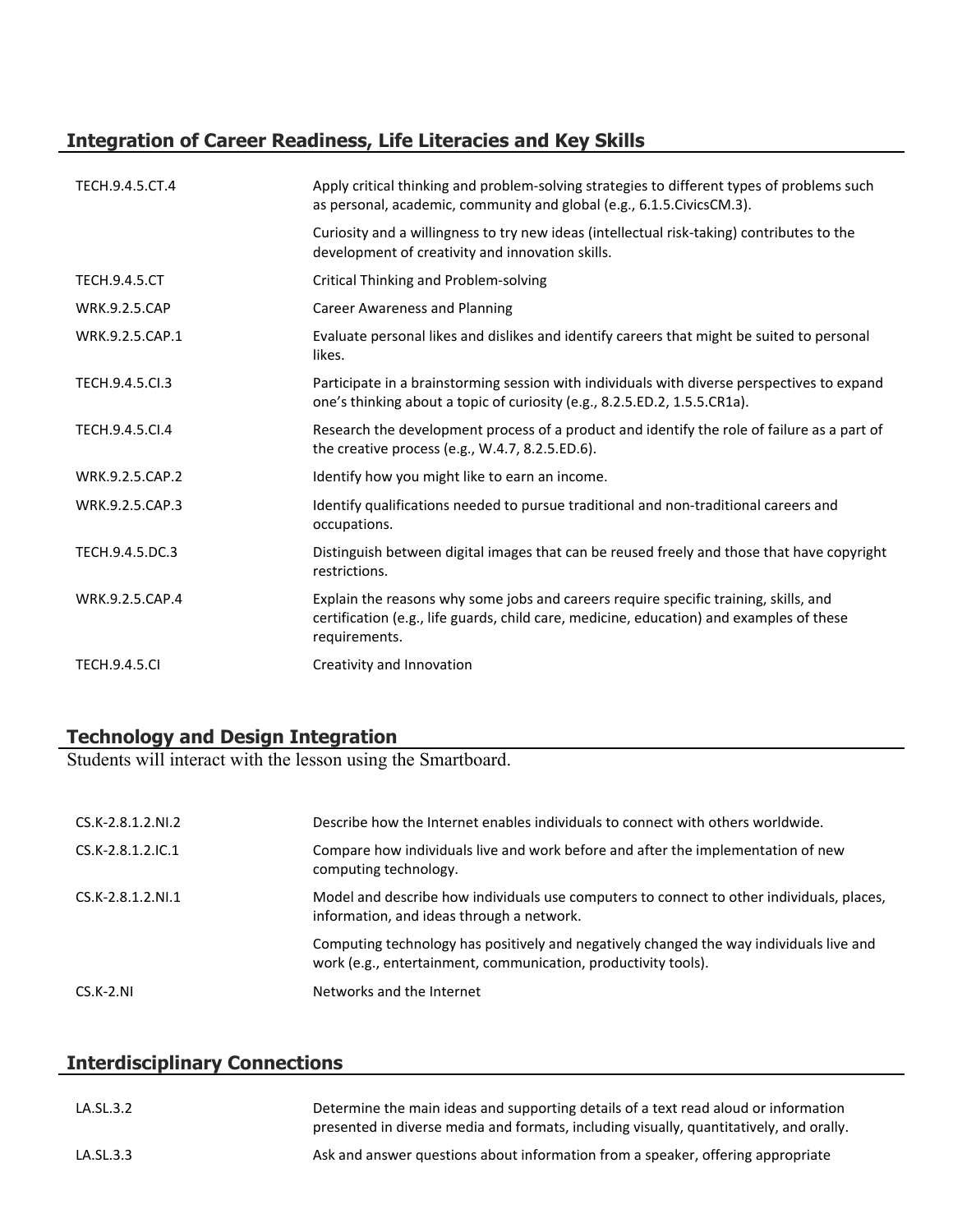## Integration of Career Readiness, Life Literacies and Key Skills

| | |
|---|---|
| TECH.9.4.5.CT.4 | Apply critical thinking and problem-solving strategies to different types of problems such as personal, academic, community and global (e.g., 6.1.5.CivicsCM.3). |
| | Curiosity and a willingness to try new ideas (intellectual risk-taking) contributes to the development of creativity and innovation skills. |
| TECH.9.4.5.CT | Critical Thinking and Problem-solving |
| WRK.9.2.5.CAP | Career Awareness and Planning |
| WRK.9.2.5.CAP.1 | Evaluate personal likes and dislikes and identify careers that might be suited to personal likes. |
| TECH.9.4.5.CI.3 | Participate in a brainstorming session with individuals with diverse perspectives to expand one's thinking about a topic of curiosity (e.g., 8.2.5.ED.2, 1.5.5.CR1a). |
| TECH.9.4.5.CI.4 | Research the development process of a product and identify the role of failure as a part of the creative process (e.g., W.4.7, 8.2.5.ED.6). |
| WRK.9.2.5.CAP.2 | Identify how you might like to earn an income. |
| WRK.9.2.5.CAP.3 | Identify qualifications needed to pursue traditional and non-traditional careers and occupations. |
| TECH.9.4.5.DC.3 | Distinguish between digital images that can be reused freely and those that have copyright restrictions. |
| WRK.9.2.5.CAP.4 | Explain the reasons why some jobs and careers require specific training, skills, and certification (e.g., life guards, child care, medicine, education) and examples of these requirements. |
| TECH.9.4.5.CI | Creativity and Innovation |

## Technology and Design Integration

Students will interact with the lesson using the Smartboard.

| | |
|---|---|
| CS.K-2.8.1.2.NI.2 | Describe how the Internet enables individuals to connect with others worldwide. |
| CS.K-2.8.1.2.IC.1 | Compare how individuals live and work before and after the implementation of new computing technology. |
| CS.K-2.8.1.2.NI.1 | Model and describe how individuals use computers to connect to other individuals, places, information, and ideas through a network. |
| | Computing technology has positively and negatively changed the way individuals live and work (e.g., entertainment, communication, productivity tools). |
| CS.K-2.NI | Networks and the Internet |

## Interdisciplinary Connections

| | |
|---|---|
| LA.SL.3.2 | Determine the main ideas and supporting details of a text read aloud or information presented in diverse media and formats, including visually, quantitatively, and orally. |
| LA.SL.3.3 | Ask and answer questions about information from a speaker, offering appropriate |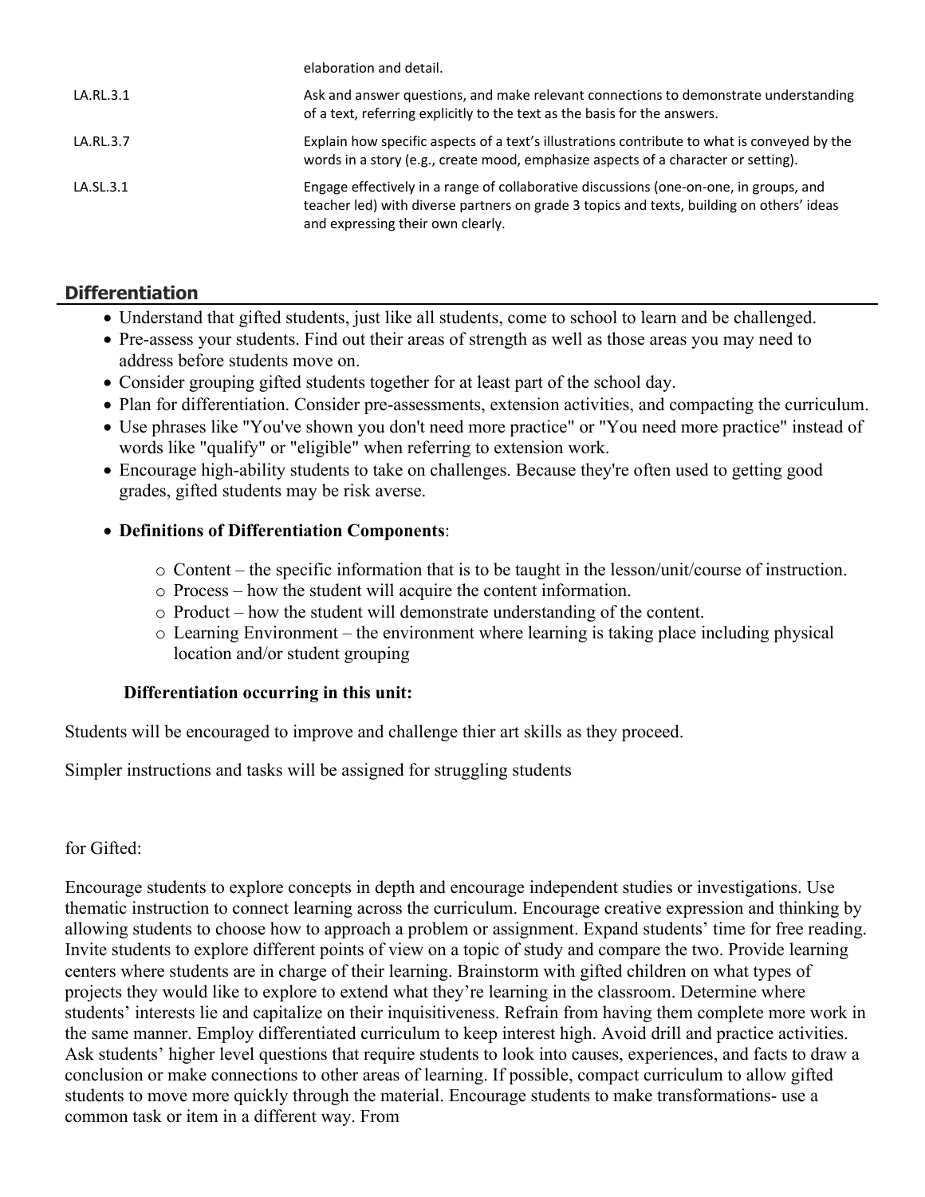| | |
|---|---|
| | elaboration and detail. |
| LA.RL.3.1 | Ask and answer questions, and make relevant connections to demonstrate understanding of a text, referring explicitly to the text as the basis for the answers. |
| LA.RL.3.7 | Explain how specific aspects of a text's illustrations contribute to what is conveyed by the words in a story (e.g., create mood, emphasize aspects of a character or setting). |
| LA.SL.3.1 | Engage effectively in a range of collaborative discussions (one-on-one, in groups, and teacher led) with diverse partners on grade 3 topics and texts, building on others' ideas and expressing their own clearly. |

## Differentiation

- Understand that gifted students, just like all students, come to school to learn and be challenged.
- Pre-assess your students. Find out their areas of strength as well as those areas you may need to address before students move on.
- Consider grouping gifted students together for at least part of the school day.
- Plan for differentiation. Consider pre-assessments, extension activities, and compacting the curriculum.
- Use phrases like "You've shown you don't need more practice" or "You need more practice" instead of words like "qualify" or "eligible" when referring to extension work.
- Encourage high-ability students to take on challenges. Because they're often used to getting good grades, gifted students may be risk averse.
- **Definitions of Differentiation Components**:
  - Content – the specific information that is to be taught in the lesson/unit/course of instruction.
  - Process – how the student will acquire the content information.
  - Product – how the student will demonstrate understanding of the content.
  - Learning Environment – the environment where learning is taking place including physical location and/or student grouping

**Differentiation occurring in this unit:**

Students will be encouraged to improve and challenge thier art skills as they proceed.

Simpler instructions and tasks will be assigned for struggling students

for Gifted:

Encourage students to explore concepts in depth and encourage independent studies or investigations. Use thematic instruction to connect learning across the curriculum. Encourage creative expression and thinking by allowing students to choose how to approach a problem or assignment. Expand students' time for free reading. Invite students to explore different points of view on a topic of study and compare the two. Provide learning centers where students are in charge of their learning. Brainstorm with gifted children on what types of projects they would like to explore to extend what they're learning in the classroom. Determine where students' interests lie and capitalize on their inquisitiveness. Refrain from having them complete more work in the same manner. Employ differentiated curriculum to keep interest high. Avoid drill and practice activities. Ask students' higher level questions that require students to look into causes, experiences, and facts to draw a conclusion or make connections to other areas of learning. If possible, compact curriculum to allow gifted students to move more quickly through the material. Encourage students to make transformations- use a common task or item in a different way. From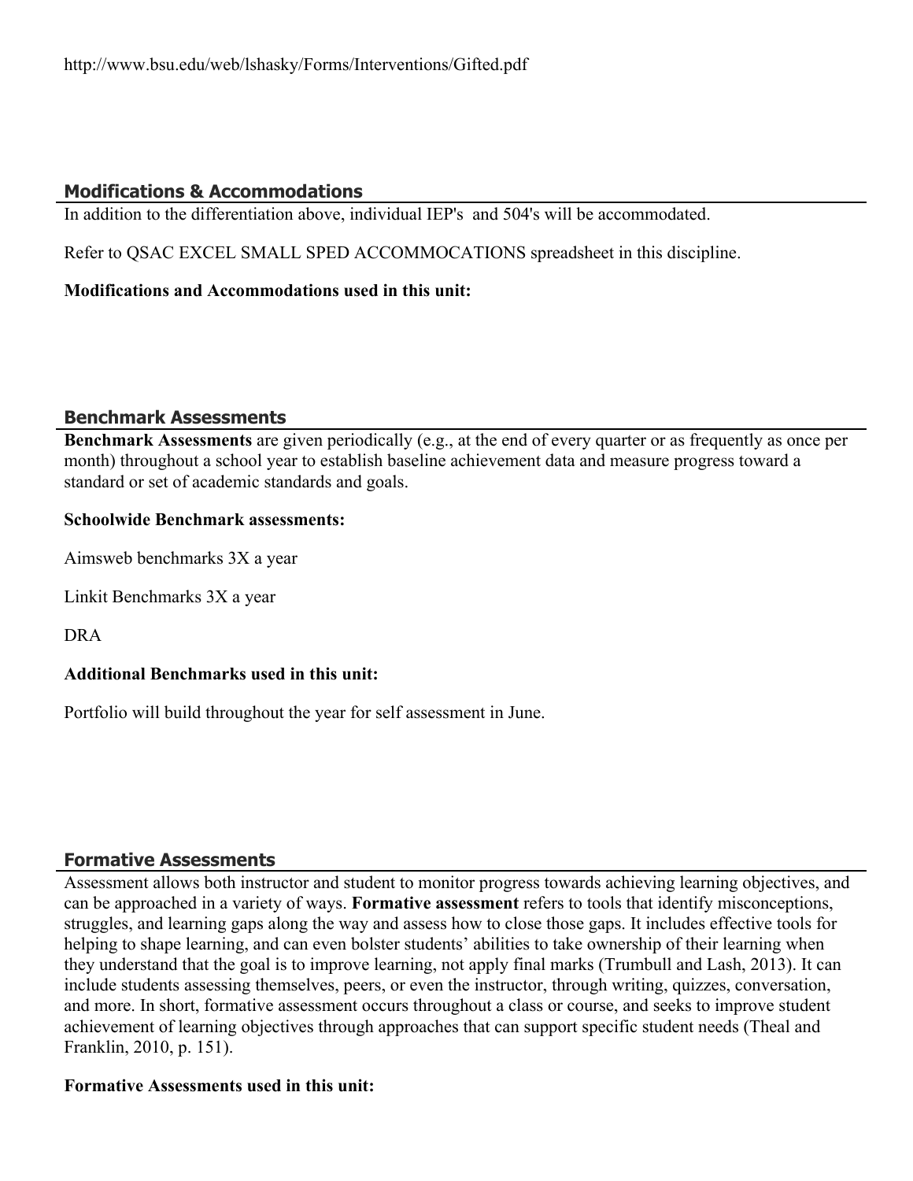http://www.bsu.edu/web/lshasky/Forms/Interventions/Gifted.pdf

## Modifications & Accommodations

In addition to the differentiation above, individual IEP's  and 504's will be accommodated.

Refer to QSAC EXCEL SMALL SPED ACCOMMOCATIONS spreadsheet in this discipline.

**Modifications and Accommodations used in this unit:**

## Benchmark Assessments

**Benchmark Assessments** are given periodically (e.g., at the end of every quarter or as frequently as once per month) throughout a school year to establish baseline achievement data and measure progress toward a standard or set of academic standards and goals.

**Schoolwide Benchmark assessments:**

Aimsweb benchmarks 3X a year

Linkit Benchmarks 3X a year

DRA

**Additional Benchmarks used in this unit:**

Portfolio will build throughout the year for self assessment in June.

## Formative Assessments

Assessment allows both instructor and student to monitor progress towards achieving learning objectives, and can be approached in a variety of ways. **Formative assessment** refers to tools that identify misconceptions, struggles, and learning gaps along the way and assess how to close those gaps. It includes effective tools for helping to shape learning, and can even bolster students' abilities to take ownership of their learning when they understand that the goal is to improve learning, not apply final marks (Trumbull and Lash, 2013). It can include students assessing themselves, peers, or even the instructor, through writing, quizzes, conversation, and more. In short, formative assessment occurs throughout a class or course, and seeks to improve student achievement of learning objectives through approaches that can support specific student needs (Theal and Franklin, 2010, p. 151).

**Formative Assessments used in this unit:**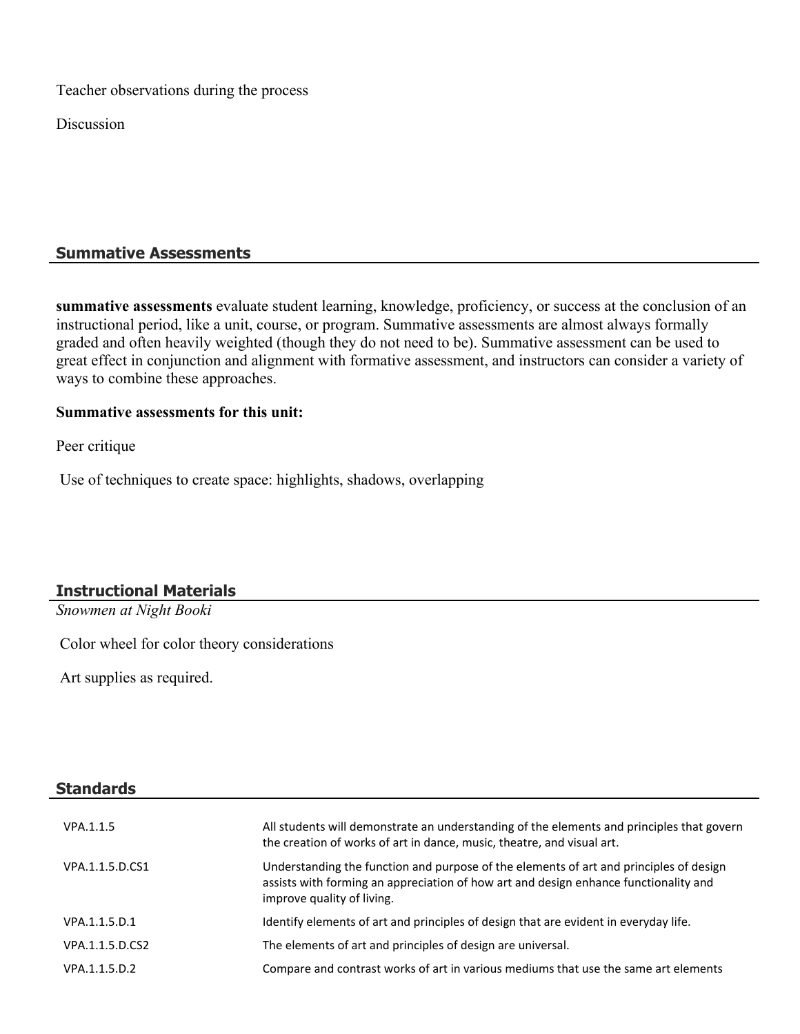Teacher observations during the process

Discussion

## Summative Assessments

**summative assessments** evaluate student learning, knowledge, proficiency, or success at the conclusion of an instructional period, like a unit, course, or program. Summative assessments are almost always formally graded and often heavily weighted (though they do not need to be). Summative assessment can be used to great effect in conjunction and alignment with formative assessment, and instructors can consider a variety of ways to combine these approaches.

**Summative assessments for this unit:**

Peer critique

Use of techniques to create space: highlights, shadows, overlapping

## Instructional Materials

*Snowmen at Night Booki*

Color wheel for color theory considerations

Art supplies as required.

## Standards

| | |
|---|---|
| VPA.1.1.5 | All students will demonstrate an understanding of the elements and principles that govern the creation of works of art in dance, music, theatre, and visual art. |
| VPA.1.1.5.D.CS1 | Understanding the function and purpose of the elements of art and principles of design assists with forming an appreciation of how art and design enhance functionality and improve quality of living. |
| VPA.1.1.5.D.1 | Identify elements of art and principles of design that are evident in everyday life. |
| VPA.1.1.5.D.CS2 | The elements of art and principles of design are universal. |
| VPA.1.1.5.D.2 | Compare and contrast works of art in various mediums that use the same art elements |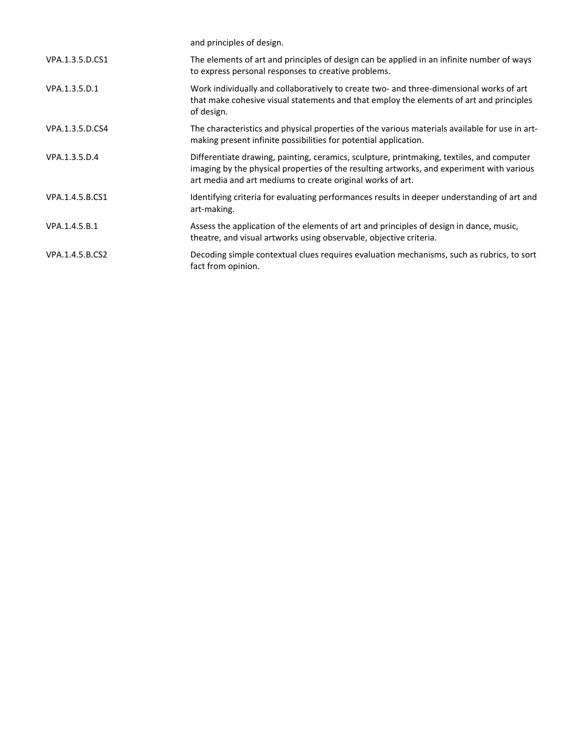| | |
|---|---|
| | and principles of design. |
| VPA.1.3.5.D.CS1 | The elements of art and principles of design can be applied in an infinite number of ways to express personal responses to creative problems. |
| VPA.1.3.5.D.1 | Work individually and collaboratively to create two- and three-dimensional works of art that make cohesive visual statements and that employ the elements of art and principles of design. |
| VPA.1.3.5.D.CS4 | The characteristics and physical properties of the various materials available for use in art-making present infinite possibilities for potential application. |
| VPA.1.3.5.D.4 | Differentiate drawing, painting, ceramics, sculpture, printmaking, textiles, and computer imaging by the physical properties of the resulting artworks, and experiment with various art media and art mediums to create original works of art. |
| VPA.1.4.5.B.CS1 | Identifying criteria for evaluating performances results in deeper understanding of art and art-making. |
| VPA.1.4.5.B.1 | Assess the application of the elements of art and principles of design in dance, music, theatre, and visual artworks using observable, objective criteria. |
| VPA.1.4.5.B.CS2 | Decoding simple contextual clues requires evaluation mechanisms, such as rubrics, to sort fact from opinion. |